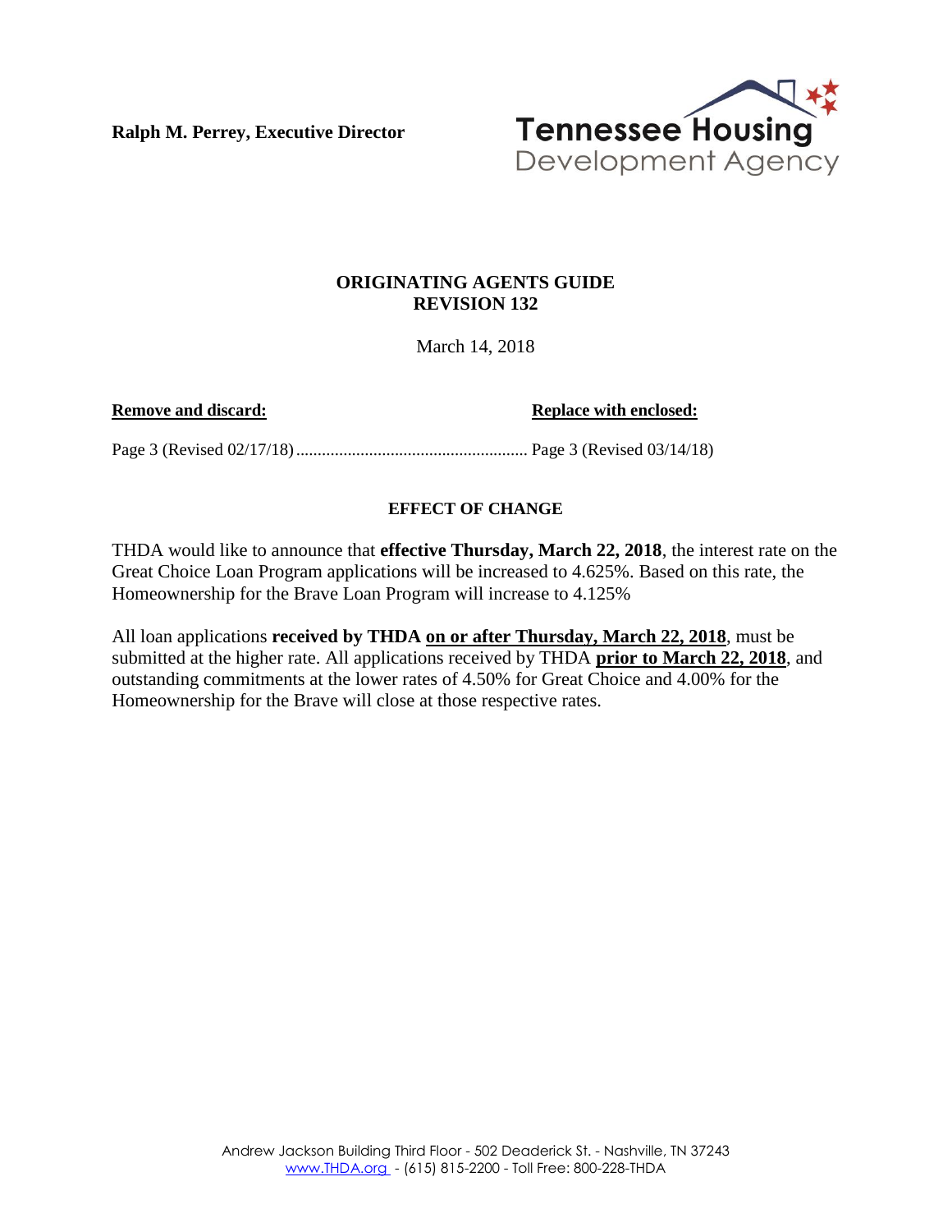**Ralph M. Perrey, Executive Director**

Tennessee Housing Development Agency

## ORIGINATING AGENTS GUIDE
## REVISION 132

March 14, 2018

| **Remove and discard:** | **Replace with enclosed:** |
| --- | --- |
| Page 3 (Revised 02/17/18) | Page 3 (Revised 03/14/18) |

### EFFECT OF CHANGE

THDA would like to announce that **effective Thursday, March 22, 2018**, the interest rate on the Great Choice Loan Program applications will be increased to 4.625%. Based on this rate, the Homeownership for the Brave Loan Program will increase to 4.125%

All loan applications **received by THDA on or after Thursday, March 22, 2018**, must be submitted at the higher rate. All applications received by THDA **prior to March 22, 2018**, and outstanding commitments at the lower rates of 4.50% for Great Choice and 4.00% for the Homeownership for the Brave will close at those respective rates.

Andrew Jackson Building Third Floor - 502 Deaderick St. - Nashville, TN 37243
www.THDA.org - (615) 815-2200 - Toll Free: 800-228-THDA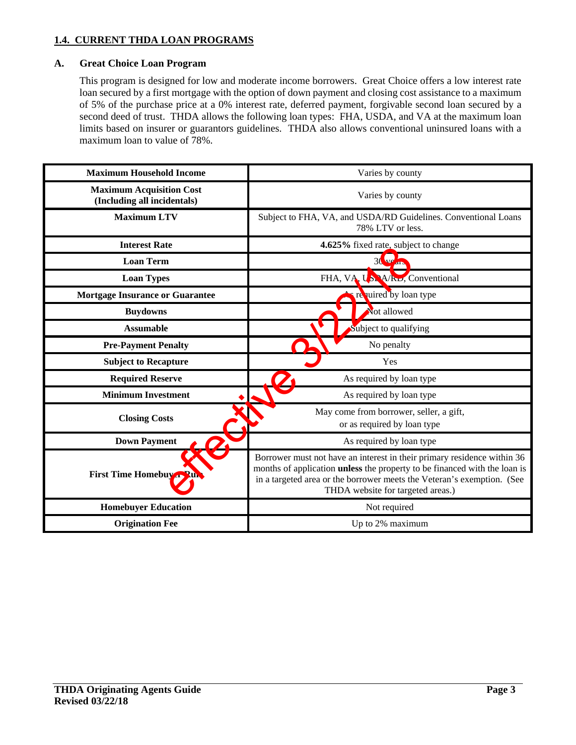## 1.4. CURRENT THDA LOAN PROGRAMS

### A. Great Choice Loan Program

This program is designed for low and moderate income borrowers. Great Choice offers a low interest rate loan secured by a first mortgage with the option of down payment and closing cost assistance to a maximum of 5% of the purchase price at a 0% interest rate, deferred payment, forgivable second loan secured by a second deed of trust. THDA allows the following loan types: FHA, USDA, and VA at the maximum loan limits based on insurer or guarantors guidelines. THDA also allows conventional uninsured loans with a maximum loan to value of 78%.

| | |
|---|---|
| **Maximum Household Income** | Varies by county |
| **Maximum Acquisition Cost (Including all incidentals)** | Varies by county |
| **Maximum LTV** | Subject to FHA, VA, and USDA/RD Guidelines. Conventional Loans 78% LTV or less. |
| **Interest Rate** | **4.625%** fixed rate, subject to change |
| **Loan Term** | 30 years |
| **Loan Types** | FHA, VA, USDA/RD, Conventional |
| **Mortgage Insurance or Guarantee** | As required by loan type |
| **Buydowns** | Not allowed |
| **Assumable** | Subject to qualifying |
| **Pre-Payment Penalty** | No penalty |
| **Subject to Recapture** | Yes |
| **Required Reserve** | As required by loan type |
| **Minimum Investment** | As required by loan type |
| **Closing Costs** | May come from borrower, seller, a gift, or as required by loan type |
| **Down Payment** | As required by loan type |
| **First Time Homebuyer Rule** | Borrower must not have an interest in their primary residence within 36 months of application **unless** the property to be financed with the loan is in a targeted area or the borrower meets the Veteran's exemption. (See THDA website for targeted areas.) |
| **Homebuyer Education** | Not required |
| **Origination Fee** | Up to 2% maximum |

effective 3/22/18